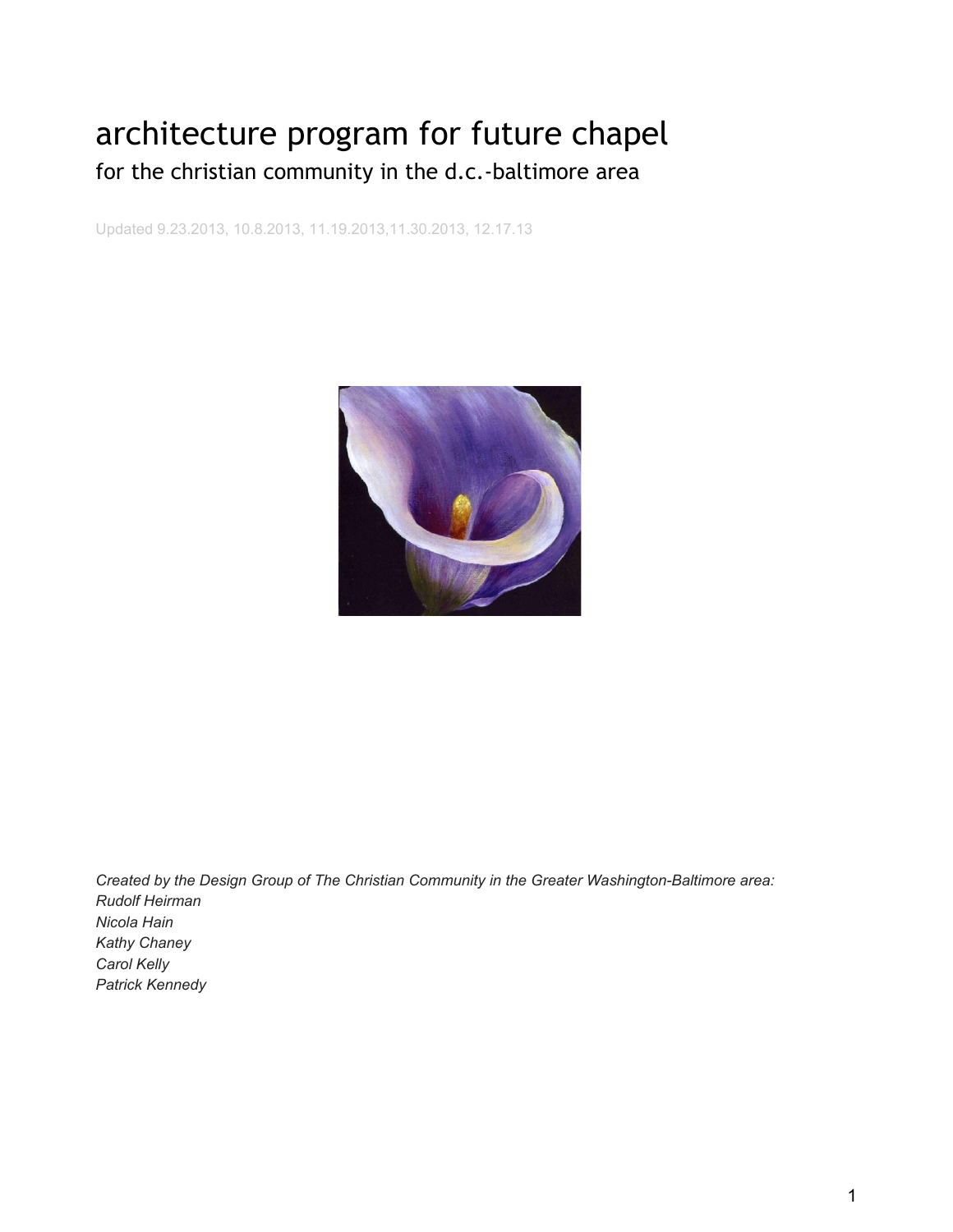# architecture program for future chapel

## for the christian community in the d.c.-baltimore area

Updated 9.23.2013, 10.8.2013, 11.19.2013,11.30.2013, 12.17.13

*Created by the Design Group of The Christian Community in the Greater Washington-Baltimore area:*
*Rudolf Heirman*
*Nicola Hain*
*Kathy Chaney*
*Carol Kelly*
*Patrick Kennedy*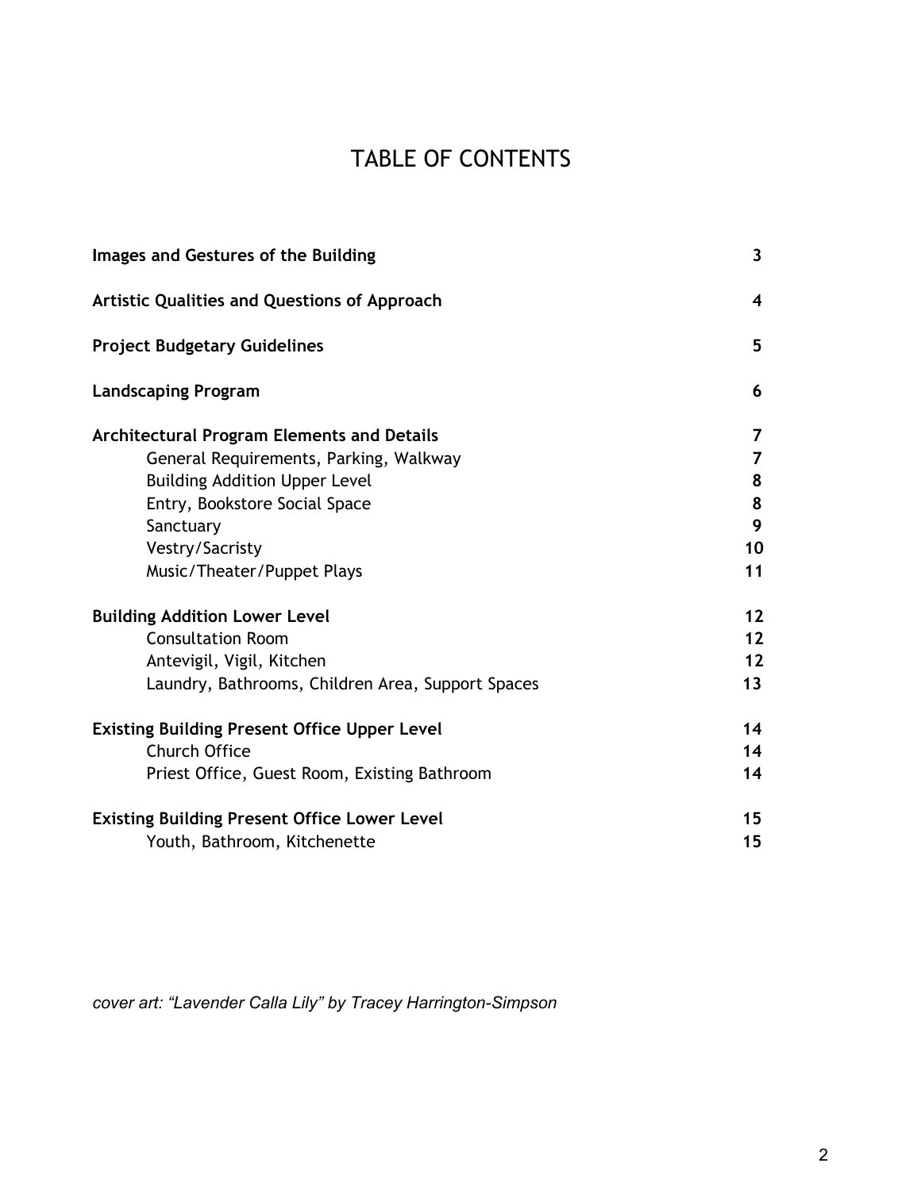# TABLE OF CONTENTS

| | |
|---|---|
| **Images and Gestures of the Building** | **3** |
| **Artistic Qualities and Questions of Approach** | **4** |
| **Project Budgetary Guidelines** | **5** |
| **Landscaping Program** | **6** |
| **Architectural Program Elements and Details** | **7** |
| General Requirements, Parking, Walkway | **7** |
| Building Addition Upper Level | **8** |
| Entry, Bookstore Social Space | **8** |
| Sanctuary | **9** |
| Vestry/Sacristy | **10** |
| Music/Theater/Puppet Plays | **11** |
| **Building Addition Lower Level** | **12** |
| Consultation Room | **12** |
| Antevigil, Vigil, Kitchen | **12** |
| Laundry, Bathrooms, Children Area, Support Spaces | **13** |
| **Existing Building Present Office Upper Level** | **14** |
| Church Office | **14** |
| Priest Office, Guest Room, Existing Bathroom | **14** |
| **Existing Building Present Office Lower Level** | **15** |
| Youth, Bathroom, Kitchenette | **15** |

*cover art: "Lavender Calla Lily" by Tracey Harrington-Simpson*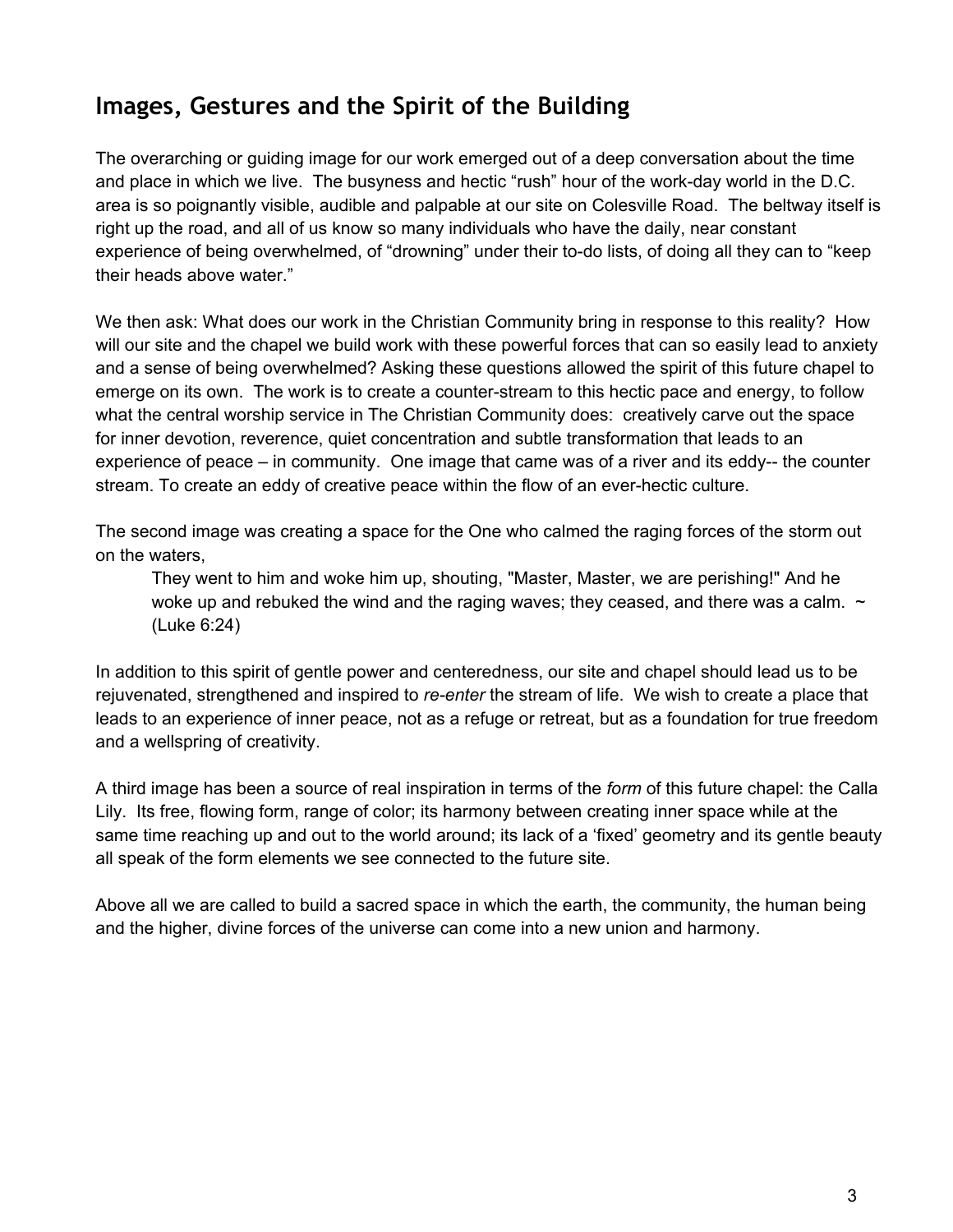## Images, Gestures and the Spirit of the Building

The overarching or guiding image for our work emerged out of a deep conversation about the time and place in which we live. The busyness and hectic "rush" hour of the work-day world in the D.C. area is so poignantly visible, audible and palpable at our site on Colesville Road. The beltway itself is right up the road, and all of us know so many individuals who have the daily, near constant experience of being overwhelmed, of "drowning" under their to-do lists, of doing all they can to "keep their heads above water."

We then ask: What does our work in the Christian Community bring in response to this reality? How will our site and the chapel we build work with these powerful forces that can so easily lead to anxiety and a sense of being overwhelmed? Asking these questions allowed the spirit of this future chapel to emerge on its own. The work is to create a counter-stream to this hectic pace and energy, to follow what the central worship service in The Christian Community does: creatively carve out the space for inner devotion, reverence, quiet concentration and subtle transformation that leads to an experience of peace – in community. One image that came was of a river and its eddy-- the counter stream. To create an eddy of creative peace within the flow of an ever-hectic culture.

The second image was creating a space for the One who calmed the raging forces of the storm out on the waters,

> They went to him and woke him up, shouting, "Master, Master, we are perishing!" And he woke up and rebuked the wind and the raging waves; they ceased, and there was a calm. ~ (Luke 6:24)

In addition to this spirit of gentle power and centeredness, our site and chapel should lead us to be rejuvenated, strengthened and inspired to *re-enter* the stream of life. We wish to create a place that leads to an experience of inner peace, not as a refuge or retreat, but as a foundation for true freedom and a wellspring of creativity.

A third image has been a source of real inspiration in terms of the *form* of this future chapel: the Calla Lily. Its free, flowing form, range of color; its harmony between creating inner space while at the same time reaching up and out to the world around; its lack of a 'fixed' geometry and its gentle beauty all speak of the form elements we see connected to the future site.

Above all we are called to build a sacred space in which the earth, the community, the human being and the higher, divine forces of the universe can come into a new union and harmony.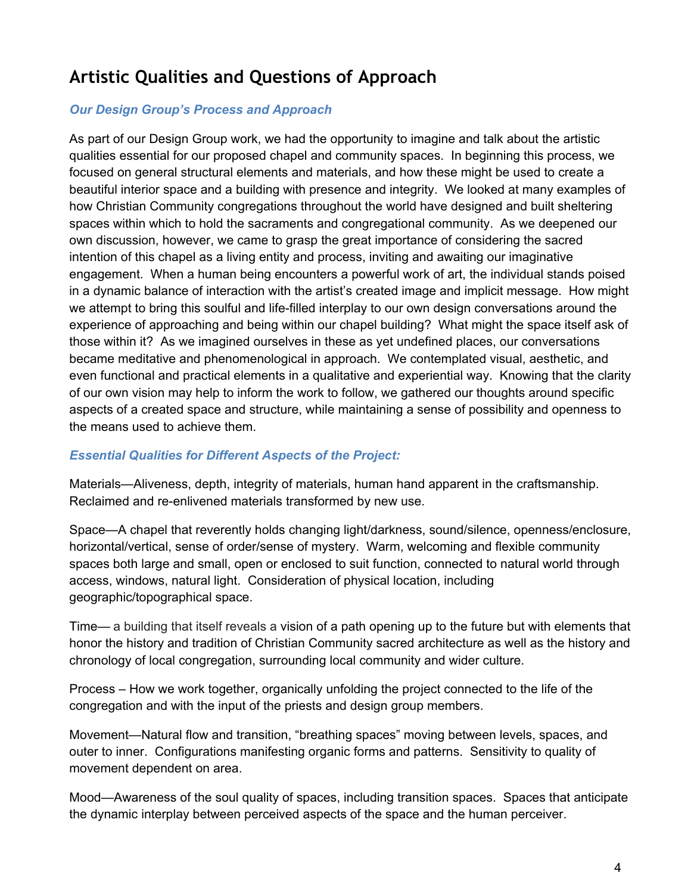## Artistic Qualities and Questions of Approach

### *Our Design Group's Process and Approach*

As part of our Design Group work, we had the opportunity to imagine and talk about the artistic qualities essential for our proposed chapel and community spaces. In beginning this process, we focused on general structural elements and materials, and how these might be used to create a beautiful interior space and a building with presence and integrity. We looked at many examples of how Christian Community congregations throughout the world have designed and built sheltering spaces within which to hold the sacraments and congregational community. As we deepened our own discussion, however, we came to grasp the great importance of considering the sacred intention of this chapel as a living entity and process, inviting and awaiting our imaginative engagement. When a human being encounters a powerful work of art, the individual stands poised in a dynamic balance of interaction with the artist's created image and implicit message. How might we attempt to bring this soulful and life-filled interplay to our own design conversations around the experience of approaching and being within our chapel building? What might the space itself ask of those within it? As we imagined ourselves in these as yet undefined places, our conversations became meditative and phenomenological in approach. We contemplated visual, aesthetic, and even functional and practical elements in a qualitative and experiential way. Knowing that the clarity of our own vision may help to inform the work to follow, we gathered our thoughts around specific aspects of a created space and structure, while maintaining a sense of possibility and openness to the means used to achieve them.

### *Essential Qualities for Different Aspects of the Project:*

Materials—Aliveness, depth, integrity of materials, human hand apparent in the craftsmanship. Reclaimed and re-enlivened materials transformed by new use.

Space—A chapel that reverently holds changing light/darkness, sound/silence, openness/enclosure, horizontal/vertical, sense of order/sense of mystery. Warm, welcoming and flexible community spaces both large and small, open or enclosed to suit function, connected to natural world through access, windows, natural light. Consideration of physical location, including geographic/topographical space.

Time— a building that itself reveals a vision of a path opening up to the future but with elements that honor the history and tradition of Christian Community sacred architecture as well as the history and chronology of local congregation, surrounding local community and wider culture.

Process – How we work together, organically unfolding the project connected to the life of the congregation and with the input of the priests and design group members.

Movement—Natural flow and transition, "breathing spaces" moving between levels, spaces, and outer to inner. Configurations manifesting organic forms and patterns. Sensitivity to quality of movement dependent on area.

Mood—Awareness of the soul quality of spaces, including transition spaces. Spaces that anticipate the dynamic interplay between perceived aspects of the space and the human perceiver.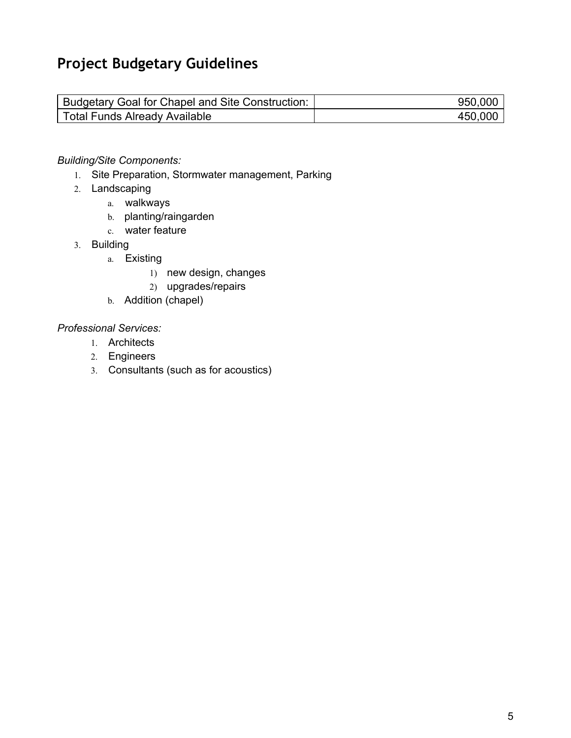## Project Budgetary Guidelines

| Budgetary Goal for Chapel and Site Construction: | 950,000 |
| --- | --- |
| Total Funds Already Available | 450,000 |

*Building/Site Components:*

1. Site Preparation, Stormwater management, Parking
2. Landscaping
   a. walkways
   b. planting/raingarden
   c. water feature
3. Building
   a. Existing
      1) new design, changes
      2) upgrades/repairs
   b. Addition (chapel)

*Professional Services:*

1. Architects
2. Engineers
3. Consultants (such as for acoustics)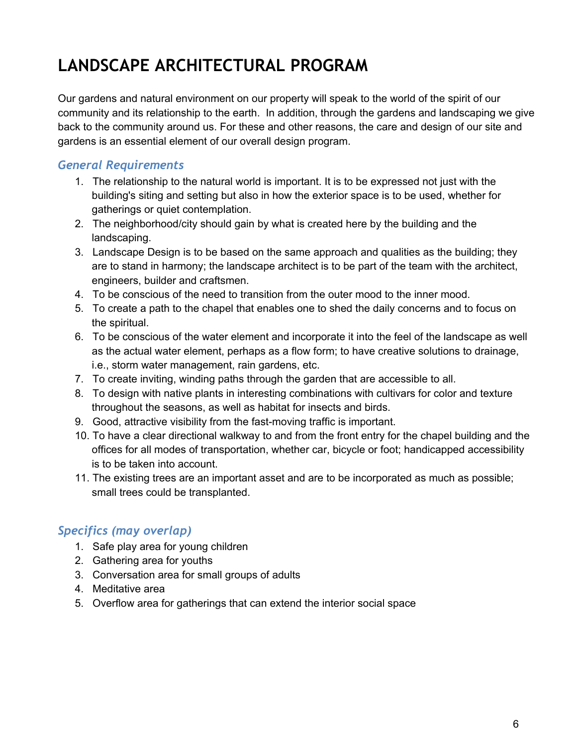# LANDSCAPE ARCHITECTURAL PROGRAM

Our gardens and natural environment on our property will speak to the world of the spirit of our community and its relationship to the earth. In addition, through the gardens and landscaping we give back to the community around us. For these and other reasons, the care and design of our site and gardens is an essential element of our overall design program.

### *General Requirements*

1. The relationship to the natural world is important. It is to be expressed not just with the building's siting and setting but also in how the exterior space is to be used, whether for gatherings or quiet contemplation.
2. The neighborhood/city should gain by what is created here by the building and the landscaping.
3. Landscape Design is to be based on the same approach and qualities as the building; they are to stand in harmony; the landscape architect is to be part of the team with the architect, engineers, builder and craftsmen.
4. To be conscious of the need to transition from the outer mood to the inner mood.
5. To create a path to the chapel that enables one to shed the daily concerns and to focus on the spiritual.
6. To be conscious of the water element and incorporate it into the feel of the landscape as well as the actual water element, perhaps as a flow form; to have creative solutions to drainage, i.e., storm water management, rain gardens, etc.
7. To create inviting, winding paths through the garden that are accessible to all.
8. To design with native plants in interesting combinations with cultivars for color and texture throughout the seasons, as well as habitat for insects and birds.
9. Good, attractive visibility from the fast-moving traffic is important.
10. To have a clear directional walkway to and from the front entry for the chapel building and the offices for all modes of transportation, whether car, bicycle or foot; handicapped accessibility is to be taken into account.
11. The existing trees are an important asset and are to be incorporated as much as possible; small trees could be transplanted.

### *Specifics (may overlap)*

1. Safe play area for young children
2. Gathering area for youths
3. Conversation area for small groups of adults
4. Meditative area
5. Overflow area for gatherings that can extend the interior social space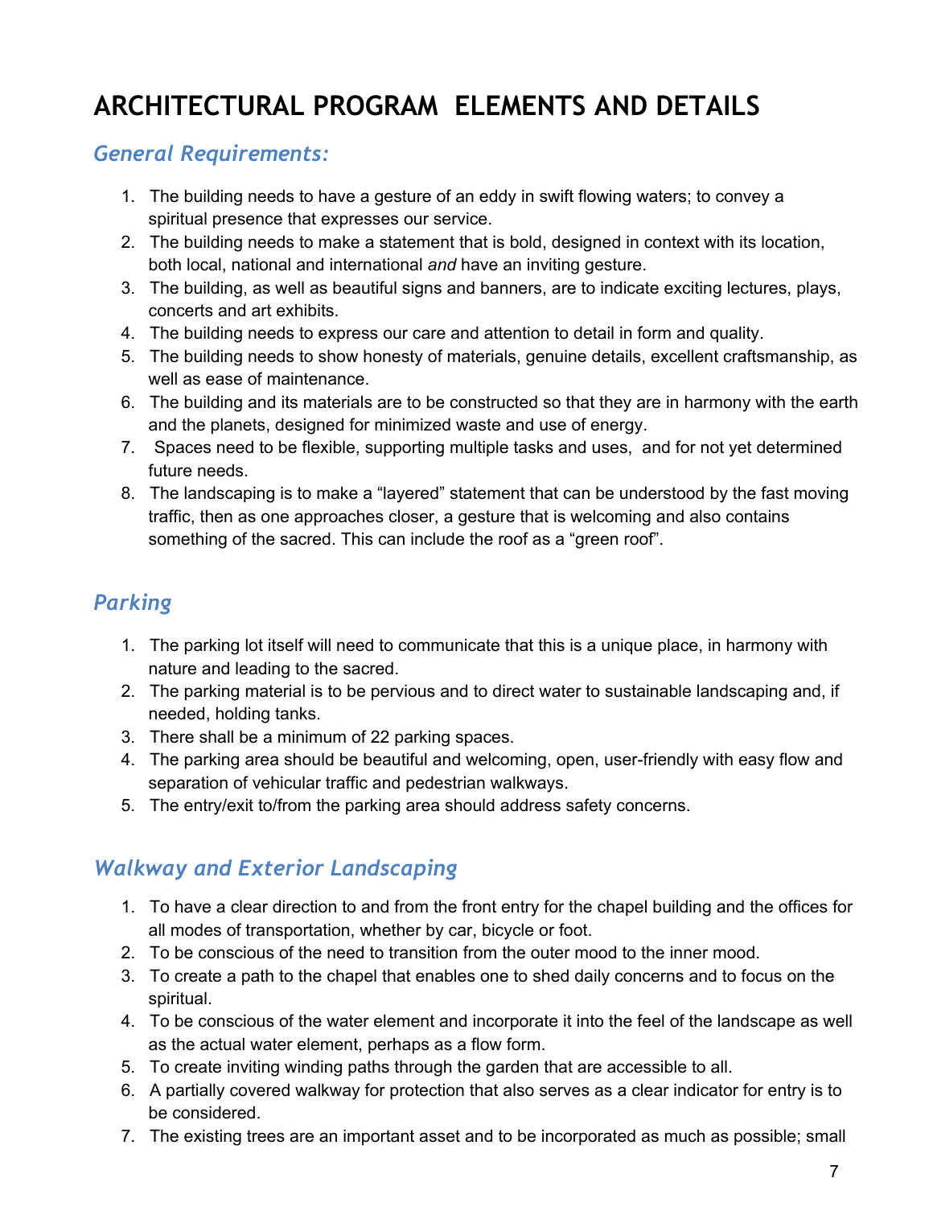# ARCHITECTURAL PROGRAM ELEMENTS AND DETAILS

## *General Requirements:*

1. The building needs to have a gesture of an eddy in swift flowing waters; to convey a spiritual presence that expresses our service.
2. The building needs to make a statement that is bold, designed in context with its location, both local, national and international *and* have an inviting gesture.
3. The building, as well as beautiful signs and banners, are to indicate exciting lectures, plays, concerts and art exhibits.
4. The building needs to express our care and attention to detail in form and quality.
5. The building needs to show honesty of materials, genuine details, excellent craftsmanship, as well as ease of maintenance.
6. The building and its materials are to be constructed so that they are in harmony with the earth and the planets, designed for minimized waste and use of energy.
7. Spaces need to be flexible, supporting multiple tasks and uses, and for not yet determined future needs.
8. The landscaping is to make a "layered" statement that can be understood by the fast moving traffic, then as one approaches closer, a gesture that is welcoming and also contains something of the sacred. This can include the roof as a "green roof".

## *Parking*

1. The parking lot itself will need to communicate that this is a unique place, in harmony with nature and leading to the sacred.
2. The parking material is to be pervious and to direct water to sustainable landscaping and, if needed, holding tanks.
3. There shall be a minimum of 22 parking spaces.
4. The parking area should be beautiful and welcoming, open, user-friendly with easy flow and separation of vehicular traffic and pedestrian walkways.
5. The entry/exit to/from the parking area should address safety concerns.

## *Walkway and Exterior Landscaping*

1. To have a clear direction to and from the front entry for the chapel building and the offices for all modes of transportation, whether by car, bicycle or foot.
2. To be conscious of the need to transition from the outer mood to the inner mood.
3. To create a path to the chapel that enables one to shed daily concerns and to focus on the spiritual.
4. To be conscious of the water element and incorporate it into the feel of the landscape as well as the actual water element, perhaps as a flow form.
5. To create inviting winding paths through the garden that are accessible to all.
6. A partially covered walkway for protection that also serves as a clear indicator for entry is to be considered.
7. The existing trees are an important asset and to be incorporated as much as possible; small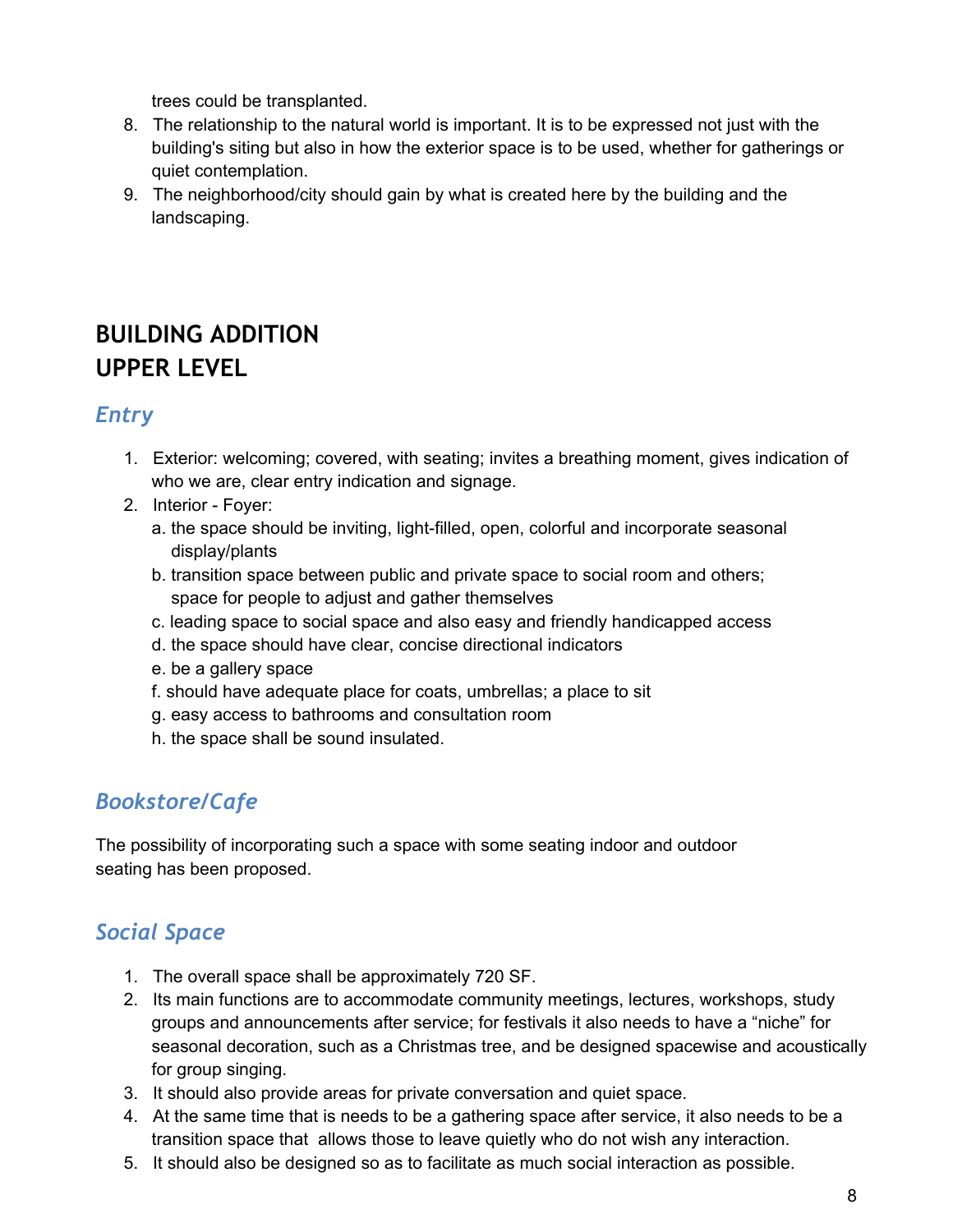trees could be transplanted.

8. The relationship to the natural world is important. It is to be expressed not just with the building's siting but also in how the exterior space is to be used, whether for gatherings or quiet contemplation.
9. The neighborhood/city should gain by what is created here by the building and the landscaping.

# BUILDING ADDITION
# UPPER LEVEL

## *Entry*

1. Exterior: welcoming; covered, with seating; invites a breathing moment, gives indication of who we are, clear entry indication and signage.
2. Interior - Foyer:
   a. the space should be inviting, light-filled, open, colorful and incorporate seasonal display/plants
   b. transition space between public and private space to social room and others; space for people to adjust and gather themselves
   c. leading space to social space and also easy and friendly handicapped access
   d. the space should have clear, concise directional indicators
   e. be a gallery space
   f. should have adequate place for coats, umbrellas; a place to sit
   g. easy access to bathrooms and consultation room
   h. the space shall be sound insulated.

## *Bookstore/Cafe*

The possibility of incorporating such a space with some seating indoor and outdoor seating has been proposed.

## *Social Space*

1. The overall space shall be approximately 720 SF.
2. Its main functions are to accommodate community meetings, lectures, workshops, study groups and announcements after service; for festivals it also needs to have a "niche" for seasonal decoration, such as a Christmas tree, and be designed spacewise and acoustically for group singing.
3. It should also provide areas for private conversation and quiet space.
4. At the same time that is needs to be a gathering space after service, it also needs to be a transition space that allows those to leave quietly who do not wish any interaction.
5. It should also be designed so as to facilitate as much social interaction as possible.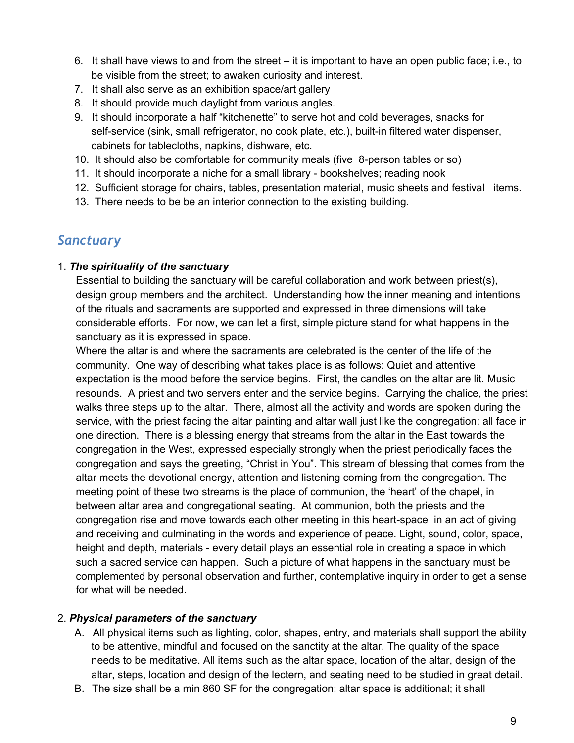6. It shall have views to and from the street – it is important to have an open public face; i.e., to be visible from the street; to awaken curiosity and interest.
7. It shall also serve as an exhibition space/art gallery
8. It should provide much daylight from various angles.
9. It should incorporate a half "kitchenette" to serve hot and cold beverages, snacks for self-service (sink, small refrigerator, no cook plate, etc.), built-in filtered water dispenser, cabinets for tablecloths, napkins, dishware, etc.
10. It should also be comfortable for community meals (five 8-person tables or so)
11. It should incorporate a niche for a small library - bookshelves; reading nook
12. Sufficient storage for chairs, tables, presentation material, music sheets and festival items.
13. There needs to be be an interior connection to the existing building.

## *Sanctuary*

1. ***The spirituality of the sanctuary***

   Essential to building the sanctuary will be careful collaboration and work between priest(s), design group members and the architect. Understanding how the inner meaning and intentions of the rituals and sacraments are supported and expressed in three dimensions will take considerable efforts. For now, we can let a first, simple picture stand for what happens in the sanctuary as it is expressed in space.

   Where the altar is and where the sacraments are celebrated is the center of the life of the community. One way of describing what takes place is as follows: Quiet and attentive expectation is the mood before the service begins. First, the candles on the altar are lit. Music resounds. A priest and two servers enter and the service begins. Carrying the chalice, the priest walks three steps up to the altar. There, almost all the activity and words are spoken during the service, with the priest facing the altar painting and altar wall just like the congregation; all face in one direction. There is a blessing energy that streams from the altar in the East towards the congregation in the West, expressed especially strongly when the priest periodically faces the congregation and says the greeting, "Christ in You". This stream of blessing that comes from the altar meets the devotional energy, attention and listening coming from the congregation. The meeting point of these two streams is the place of communion, the 'heart' of the chapel, in between altar area and congregational seating. At communion, both the priests and the congregation rise and move towards each other meeting in this heart-space in an act of giving and receiving and culminating in the words and experience of peace. Light, sound, color, space, height and depth, materials - every detail plays an essential role in creating a space in which such a sacred service can happen. Such a picture of what happens in the sanctuary must be complemented by personal observation and further, contemplative inquiry in order to get a sense for what will be needed.

2. ***Physical parameters of the sanctuary***

   A. All physical items such as lighting, color, shapes, entry, and materials shall support the ability to be attentive, mindful and focused on the sanctity at the altar. The quality of the space needs to be meditative. All items such as the altar space, location of the altar, design of the altar, steps, location and design of the lectern, and seating need to be studied in great detail.

   B. The size shall be a min 860 SF for the congregation; altar space is additional; it shall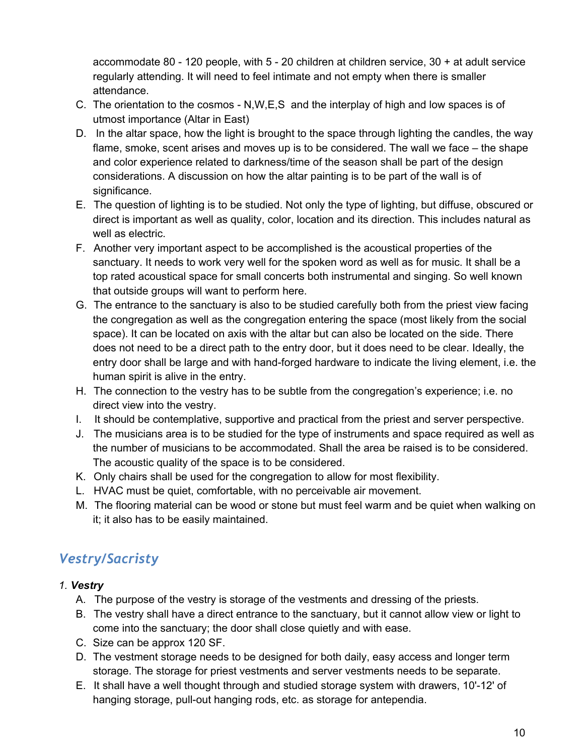accommodate 80 - 120 people, with 5 - 20 children at children service, 30 + at adult service regularly attending. It will need to feel intimate and not empty when there is smaller attendance.

C. The orientation to the cosmos - N,W,E,S and the interplay of high and low spaces is of utmost importance (Altar in East)
D. In the altar space, how the light is brought to the space through lighting the candles, the way flame, smoke, scent arises and moves up is to be considered. The wall we face – the shape and color experience related to darkness/time of the season shall be part of the design considerations. A discussion on how the altar painting is to be part of the wall is of significance.
E. The question of lighting is to be studied. Not only the type of lighting, but diffuse, obscured or direct is important as well as quality, color, location and its direction. This includes natural as well as electric.
F. Another very important aspect to be accomplished is the acoustical properties of the sanctuary. It needs to work very well for the spoken word as well as for music. It shall be a top rated acoustical space for small concerts both instrumental and singing. So well known that outside groups will want to perform here.
G. The entrance to the sanctuary is also to be studied carefully both from the priest view facing the congregation as well as the congregation entering the space (most likely from the social space). It can be located on axis with the altar but can also be located on the side. There does not need to be a direct path to the entry door, but it does need to be clear. Ideally, the entry door shall be large and with hand-forged hardware to indicate the living element, i.e. the human spirit is alive in the entry.
H. The connection to the vestry has to be subtle from the congregation's experience; i.e. no direct view into the vestry.
I. It should be contemplative, supportive and practical from the priest and server perspective.
J. The musicians area is to be studied for the type of instruments and space required as well as the number of musicians to be accommodated. Shall the area be raised is to be considered. The acoustic quality of the space is to be considered.
K. Only chairs shall be used for the congregation to allow for most flexibility.
L. HVAC must be quiet, comfortable, with no perceivable air movement.
M. The flooring material can be wood or stone but must feel warm and be quiet when walking on it; it also has to be easily maintained.

## *Vestry/Sacristy*

1. ***Vestry***

A. The purpose of the vestry is storage of the vestments and dressing of the priests.
B. The vestry shall have a direct entrance to the sanctuary, but it cannot allow view or light to come into the sanctuary; the door shall close quietly and with ease.
C. Size can be approx 120 SF.
D. The vestment storage needs to be designed for both daily, easy access and longer term storage. The storage for priest vestments and server vestments needs to be separate.
E. It shall have a well thought through and studied storage system with drawers, 10'-12' of hanging storage, pull-out hanging rods, etc. as storage for antependia.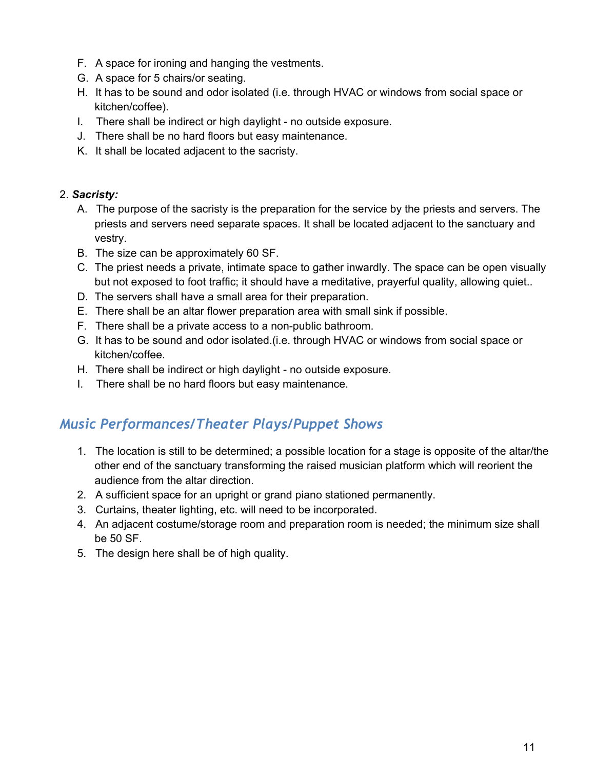F. A space for ironing and hanging the vestments.
G. A space for 5 chairs/or seating.
H. It has to be sound and odor isolated (i.e. through HVAC or windows from social space or kitchen/coffee).
I. There shall be indirect or high daylight - no outside exposure.
J. There shall be no hard floors but easy maintenance.
K. It shall be located adjacent to the sacristy.

2. ***Sacristy:***

A. The purpose of the sacristy is the preparation for the service by the priests and servers. The priests and servers need separate spaces. It shall be located adjacent to the sanctuary and vestry.
B. The size can be approximately 60 SF.
C. The priest needs a private, intimate space to gather inwardly. The space can be open visually but not exposed to foot traffic; it should have a meditative, prayerful quality, allowing quiet..
D. The servers shall have a small area for their preparation.
E. There shall be an altar flower preparation area with small sink if possible.
F. There shall be a private access to a non-public bathroom.
G. It has to be sound and odor isolated.(i.e. through HVAC or windows from social space or kitchen/coffee.
H. There shall be indirect or high daylight - no outside exposure.
I. There shall be no hard floors but easy maintenance.

## *Music Performances/Theater Plays/Puppet Shows*

1. The location is still to be determined; a possible location for a stage is opposite of the altar/the other end of the sanctuary transforming the raised musician platform which will reorient the audience from the altar direction.
2. A sufficient space for an upright or grand piano stationed permanently.
3. Curtains, theater lighting, etc. will need to be incorporated.
4. An adjacent costume/storage room and preparation room is needed; the minimum size shall be 50 SF.
5. The design here shall be of high quality.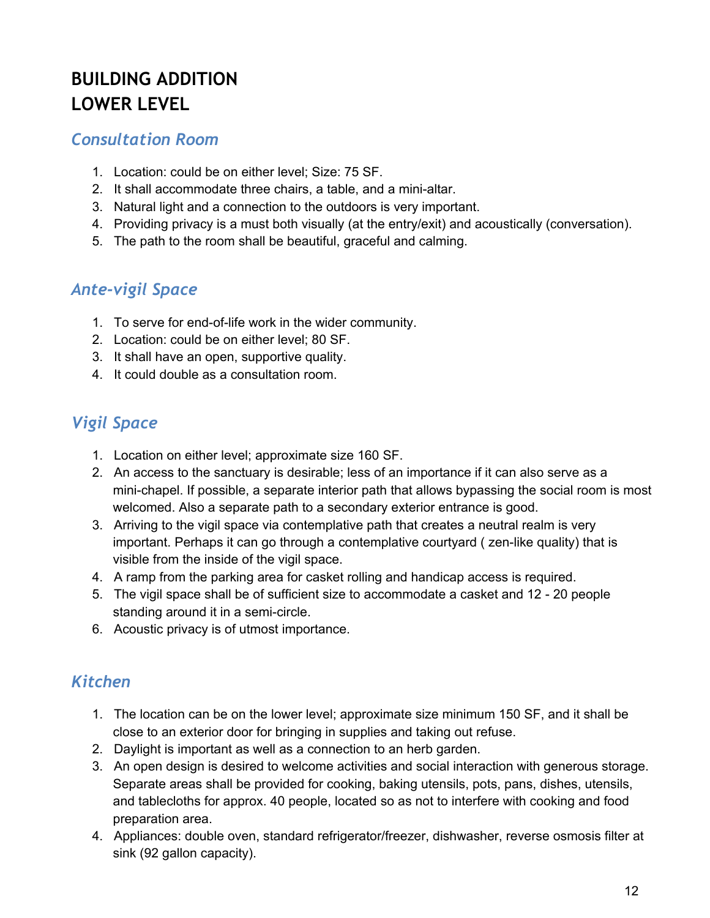# BUILDING ADDITION
# LOWER LEVEL

## *Consultation Room*

1. Location: could be on either level; Size: 75 SF.
2. It shall accommodate three chairs, a table, and a mini-altar.
3. Natural light and a connection to the outdoors is very important.
4. Providing privacy is a must both visually (at the entry/exit) and acoustically (conversation).
5. The path to the room shall be beautiful, graceful and calming.

## *Ante-vigil Space*

1. To serve for end-of-life work in the wider community.
2. Location: could be on either level; 80 SF.
3. It shall have an open, supportive quality.
4. It could double as a consultation room.

## *Vigil Space*

1. Location on either level; approximate size 160 SF.
2. An access to the sanctuary is desirable; less of an importance if it can also serve as a mini-chapel. If possible, a separate interior path that allows bypassing the social room is most welcomed. Also a separate path to a secondary exterior entrance is good.
3. Arriving to the vigil space via contemplative path that creates a neutral realm is very important. Perhaps it can go through a contemplative courtyard ( zen-like quality) that is visible from the inside of the vigil space.
4. A ramp from the parking area for casket rolling and handicap access is required.
5. The vigil space shall be of sufficient size to accommodate a casket and 12 - 20 people standing around it in a semi-circle.
6. Acoustic privacy is of utmost importance.

## *Kitchen*

1. The location can be on the lower level; approximate size minimum 150 SF, and it shall be close to an exterior door for bringing in supplies and taking out refuse.
2. Daylight is important as well as a connection to an herb garden.
3. An open design is desired to welcome activities and social interaction with generous storage. Separate areas shall be provided for cooking, baking utensils, pots, pans, dishes, utensils, and tablecloths for approx. 40 people, located so as not to interfere with cooking and food preparation area.
4. Appliances: double oven, standard refrigerator/freezer, dishwasher, reverse osmosis filter at sink (92 gallon capacity).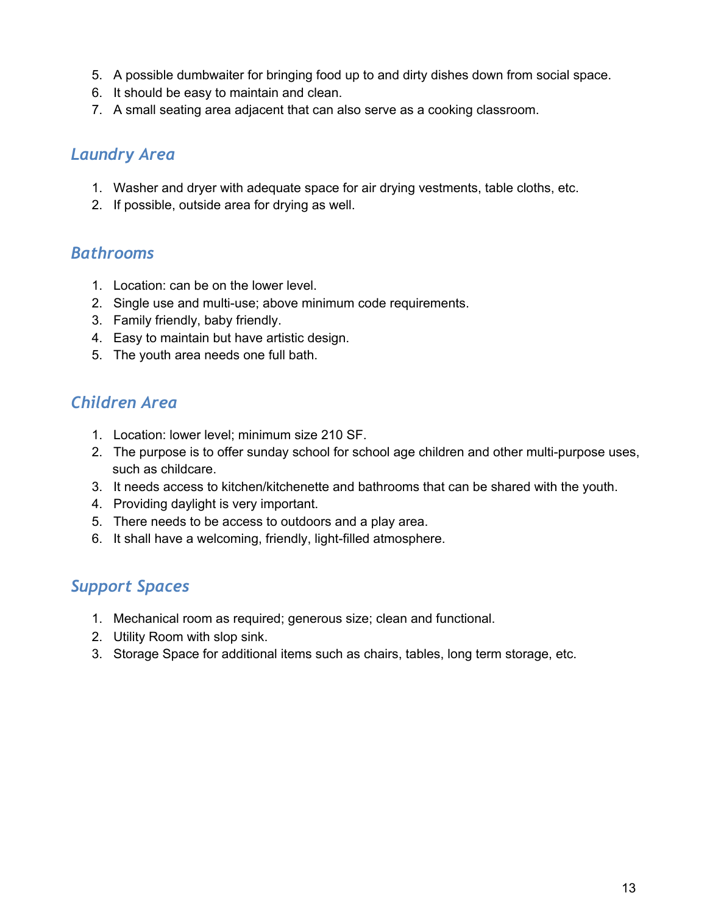5. A possible dumbwaiter for bringing food up to and dirty dishes down from social space.
6. It should be easy to maintain and clean.
7. A small seating area adjacent that can also serve as a cooking classroom.

## *Laundry Area*

1. Washer and dryer with adequate space for air drying vestments, table cloths, etc.
2. If possible, outside area for drying as well.

## *Bathrooms*

1. Location: can be on the lower level.
2. Single use and multi-use; above minimum code requirements.
3. Family friendly, baby friendly.
4. Easy to maintain but have artistic design.
5. The youth area needs one full bath.

## *Children Area*

1. Location: lower level; minimum size 210 SF.
2. The purpose is to offer sunday school for school age children and other multi-purpose uses, such as childcare.
3. It needs access to kitchen/kitchenette and bathrooms that can be shared with the youth.
4. Providing daylight is very important.
5. There needs to be access to outdoors and a play area.
6. It shall have a welcoming, friendly, light-filled atmosphere.

## *Support Spaces*

1. Mechanical room as required; generous size; clean and functional.
2. Utility Room with slop sink.
3. Storage Space for additional items such as chairs, tables, long term storage, etc.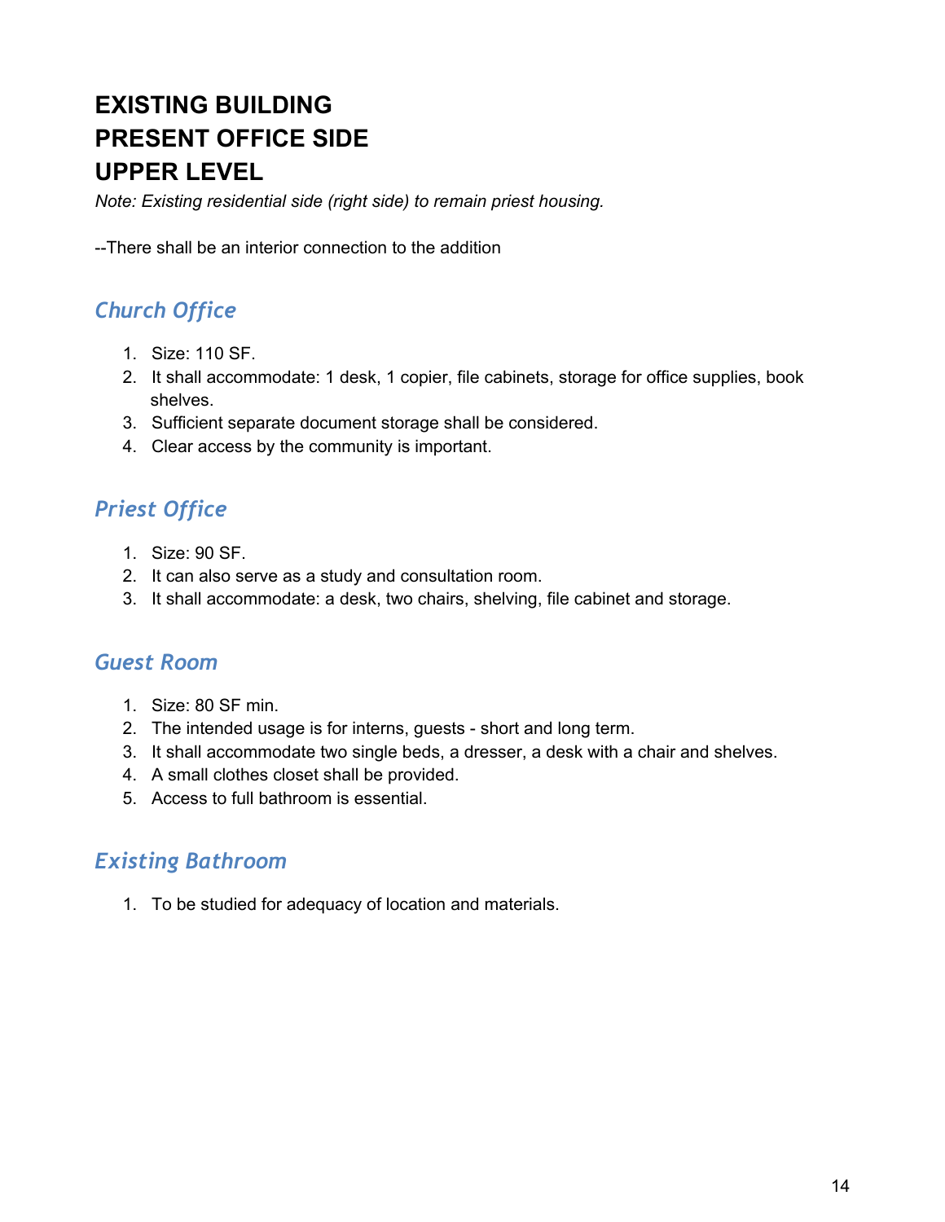# EXISTING BUILDING
# PRESENT OFFICE SIDE
# UPPER LEVEL

*Note: Existing residential side (right side) to remain priest housing.*

--There shall be an interior connection to the addition

## *Church Office*

1. Size: 110 SF.
2. It shall accommodate: 1 desk, 1 copier, file cabinets, storage for office supplies, book shelves.
3. Sufficient separate document storage shall be considered.
4. Clear access by the community is important.

## *Priest Office*

1. Size: 90 SF.
2. It can also serve as a study and consultation room.
3. It shall accommodate: a desk, two chairs, shelving, file cabinet and storage.

## *Guest Room*

1. Size: 80 SF min.
2. The intended usage is for interns, guests - short and long term.
3. It shall accommodate two single beds, a dresser, a desk with a chair and shelves.
4. A small clothes closet shall be provided.
5. Access to full bathroom is essential.

## *Existing Bathroom*

1. To be studied for adequacy of location and materials.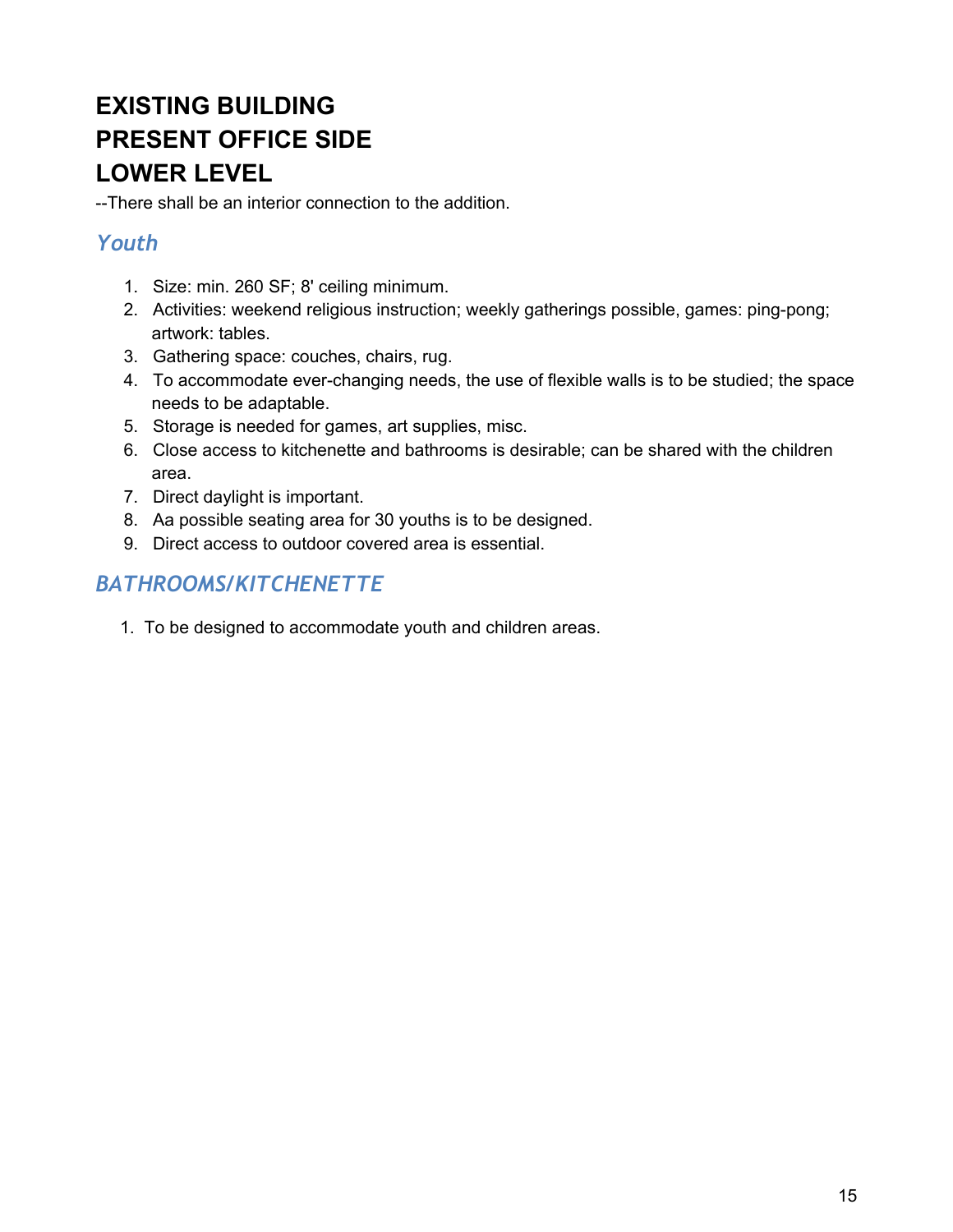# EXISTING BUILDING
# PRESENT OFFICE SIDE
# LOWER LEVEL

--There shall be an interior connection to the addition.

## *Youth*

1. Size: min. 260 SF; 8' ceiling minimum.
2. Activities: weekend religious instruction; weekly gatherings possible, games: ping-pong; artwork: tables.
3. Gathering space: couches, chairs, rug.
4. To accommodate ever-changing needs, the use of flexible walls is to be studied; the space needs to be adaptable.
5. Storage is needed for games, art supplies, misc.
6. Close access to kitchenette and bathrooms is desirable; can be shared with the children area.
7. Direct daylight is important.
8. Aa possible seating area for 30 youths is to be designed.
9. Direct access to outdoor covered area is essential.

## *BATHROOMS/KITCHENETTE*

1. To be designed to accommodate youth and children areas.